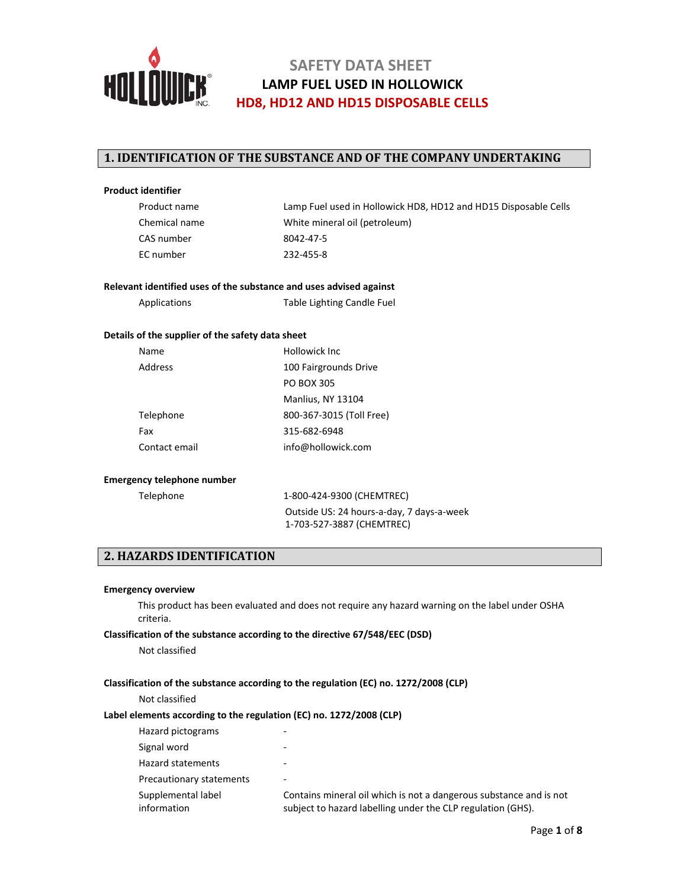# SAFETY DATA SHEET
## LAMP FUEL USED IN HOLLOWICK
## HD8, HD12 AND HD15 DISPOSABLE CELLS

## 1. IDENTIFICATION OF THE SUBSTANCE AND OF THE COMPANY UNDERTAKING

**Product identifier**

| | |
|---|---|
| Product name | Lamp Fuel used in Hollowick HD8, HD12 and HD15 Disposable Cells |
| Chemical name | White mineral oil (petroleum) |
| CAS number | 8042-47-5 |
| EC number | 232-455-8 |

**Relevant identified uses of the substance and uses advised against**

| | |
|---|---|
| Applications | Table Lighting Candle Fuel |

**Details of the supplier of the safety data sheet**

| | |
|---|---|
| Name | Hollowick Inc |
| Address | 100 Fairgrounds Drive |
| | PO BOX 305 |
| | Manlius, NY 13104 |
| Telephone | 800-367-3015 (Toll Free) |
| Fax | 315-682-6948 |
| Contact email | info@hollowick.com |

**Emergency telephone number**

| | |
|---|---|
| Telephone | 1-800-424-9300 (CHEMTREC) |
| | Outside US: 24 hours-a-day, 7 days-a-week 1-703-527-3887 (CHEMTREC) |

## 2. HAZARDS IDENTIFICATION

**Emergency overview**

This product has been evaluated and does not require any hazard warning on the label under OSHA criteria.

**Classification of the substance according to the directive 67/548/EEC (DSD)**

Not classified

**Classification of the substance according to the regulation (EC) no. 1272/2008 (CLP)**

Not classified

**Label elements according to the regulation (EC) no. 1272/2008 (CLP)**

| | |
|---|---|
| Hazard pictograms | - |
| Signal word | - |
| Hazard statements | - |
| Precautionary statements | - |
| Supplemental label information | Contains mineral oil which is not a dangerous substance and is not subject to hazard labelling under the CLP regulation (GHS). |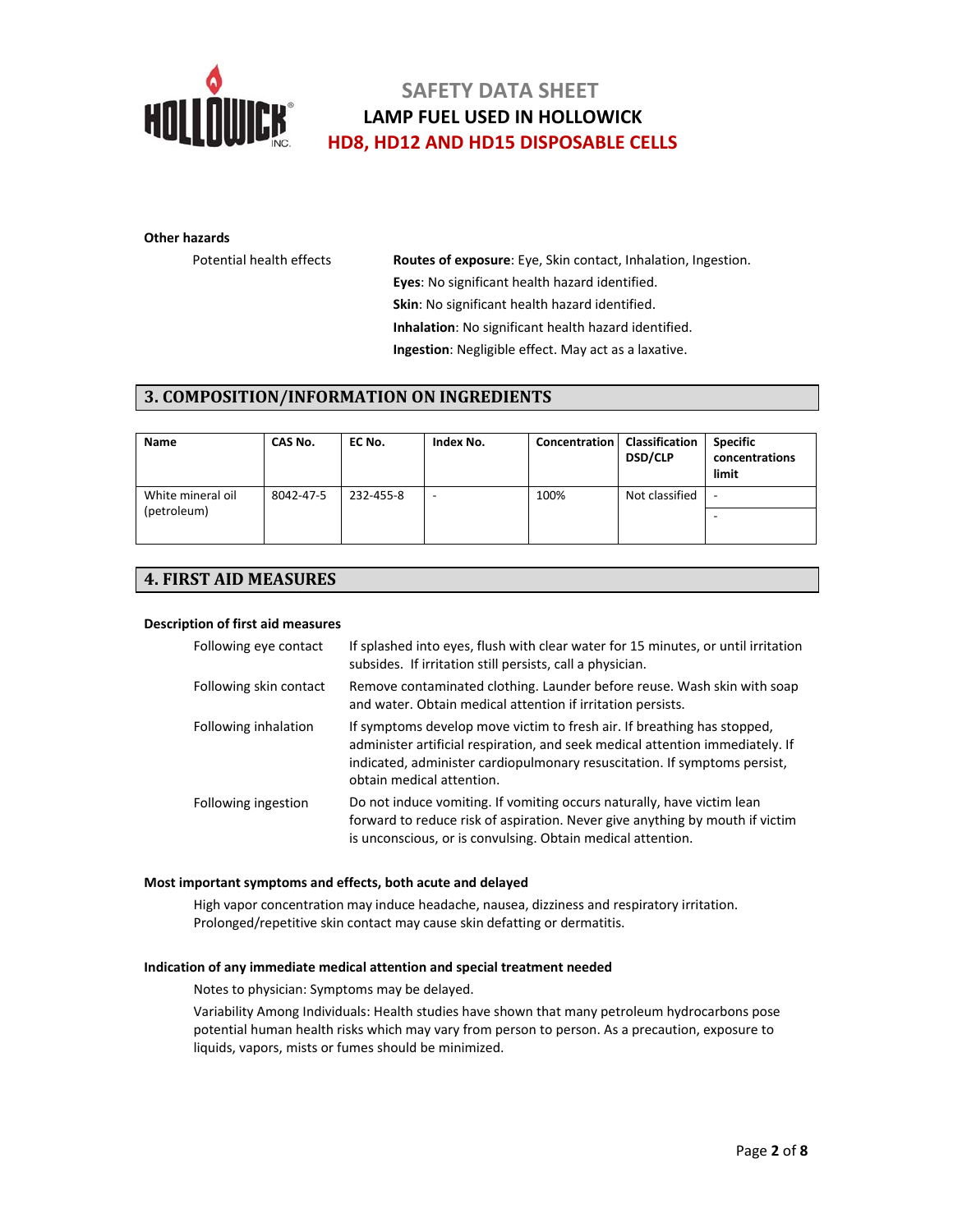**Other hazards**

Potential health effects

**Routes of exposure**: Eye, Skin contact, Inhalation, Ingestion.

**Eyes**: No significant health hazard identified.

**Skin**: No significant health hazard identified.

**Inhalation**: No significant health hazard identified.

**Ingestion**: Negligible effect. May act as a laxative.

## 3. COMPOSITION/INFORMATION ON INGREDIENTS

| Name | CAS No. | EC No. | Index No. | Concentration | Classification DSD/CLP | Specific concentrations limit |
|---|---|---|---|---|---|---|
| White mineral oil (petroleum) | 8042-47-5 | 232-455-8 | - | 100% | Not classified | - <br> - |

## 4. FIRST AID MEASURES

**Description of first aid measures**

Following eye contact: If splashed into eyes, flush with clear water for 15 minutes, or until irritation subsides. If irritation still persists, call a physician.

Following skin contact: Remove contaminated clothing. Launder before reuse. Wash skin with soap and water. Obtain medical attention if irritation persists.

Following inhalation: If symptoms develop move victim to fresh air. If breathing has stopped, administer artificial respiration, and seek medical attention immediately. If indicated, administer cardiopulmonary resuscitation. If symptoms persist, obtain medical attention.

Following ingestion: Do not induce vomiting. If vomiting occurs naturally, have victim lean forward to reduce risk of aspiration. Never give anything by mouth if victim is unconscious, or is convulsing. Obtain medical attention.

**Most important symptoms and effects, both acute and delayed**

High vapor concentration may induce headache, nausea, dizziness and respiratory irritation. Prolonged/repetitive skin contact may cause skin defatting or dermatitis.

**Indication of any immediate medical attention and special treatment needed**

Notes to physician: Symptoms may be delayed.

Variability Among Individuals: Health studies have shown that many petroleum hydrocarbons pose potential human health risks which may vary from person to person. As a precaution, exposure to liquids, vapors, mists or fumes should be minimized.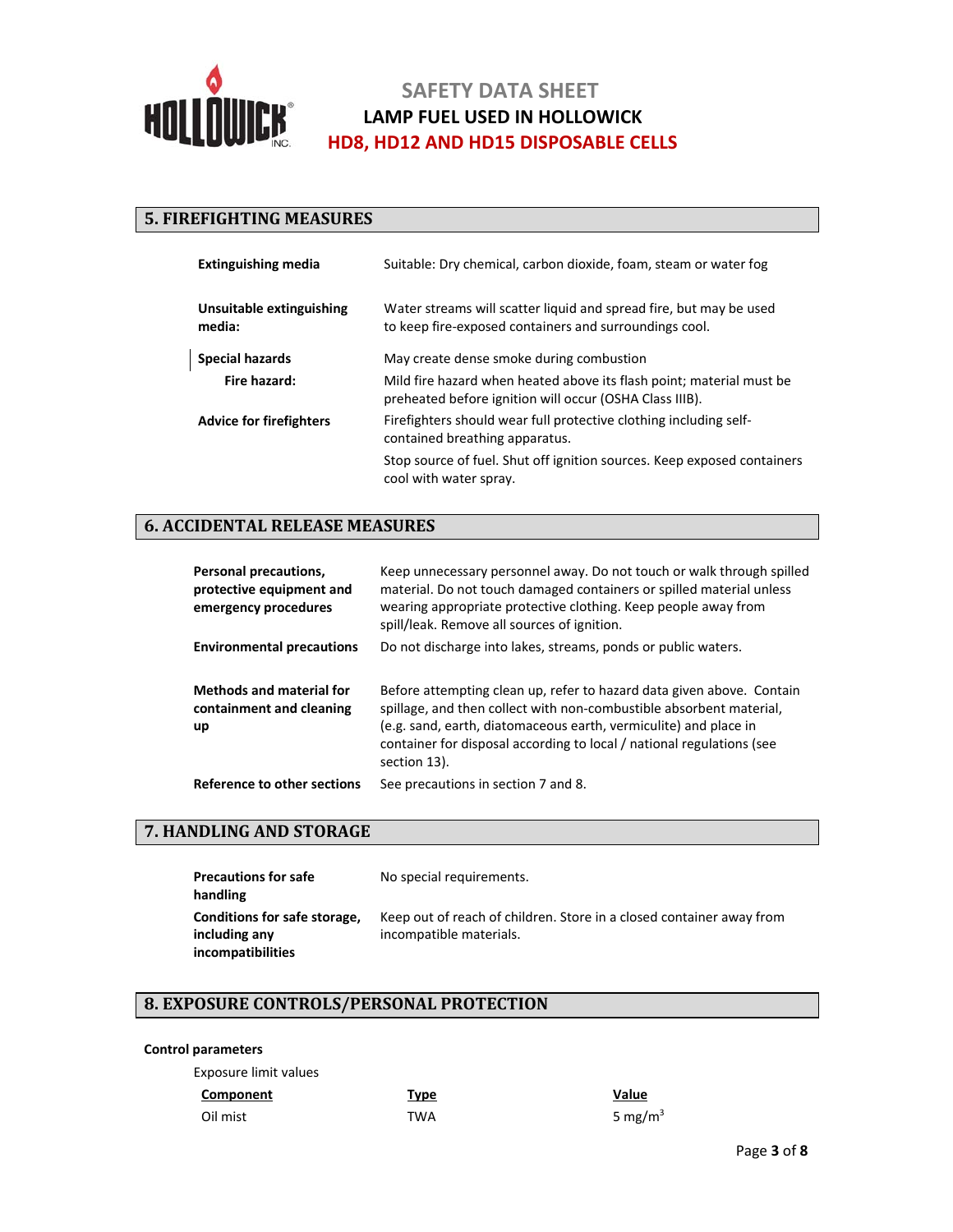## 5. FIREFIGHTING MEASURES

| | |
|---|---|
| **Extinguishing media** | Suitable: Dry chemical, carbon dioxide, foam, steam or water fog |
| **Unsuitable extinguishing media:** | Water streams will scatter liquid and spread fire, but may be used to keep fire-exposed containers and surroundings cool. |
| **Special hazards** | May create dense smoke during combustion |
| **Fire hazard:** | Mild fire hazard when heated above its flash point; material must be preheated before ignition will occur (OSHA Class IIIB). |
| **Advice for firefighters** | Firefighters should wear full protective clothing including self-contained breathing apparatus. |
| | Stop source of fuel. Shut off ignition sources. Keep exposed containers cool with water spray. |

## 6. ACCIDENTAL RELEASE MEASURES

| | |
|---|---|
| **Personal precautions, protective equipment and emergency procedures** | Keep unnecessary personnel away. Do not touch or walk through spilled material. Do not touch damaged containers or spilled material unless wearing appropriate protective clothing. Keep people away from spill/leak. Remove all sources of ignition. |
| **Environmental precautions** | Do not discharge into lakes, streams, ponds or public waters. |
| **Methods and material for containment and cleaning up** | Before attempting clean up, refer to hazard data given above. Contain spillage, and then collect with non-combustible absorbent material, (e.g. sand, earth, diatomaceous earth, vermiculite) and place in container for disposal according to local / national regulations (see section 13). |
| **Reference to other sections** | See precautions in section 7 and 8. |

## 7. HANDLING AND STORAGE

| | |
|---|---|
| **Precautions for safe handling** | No special requirements. |
| **Conditions for safe storage, including any incompatibilities** | Keep out of reach of children. Store in a closed container away from incompatible materials. |

## 8. EXPOSURE CONTROLS/PERSONAL PROTECTION

**Control parameters**

Exposure limit values

| Component | Type | Value |
|---|---|---|
| Oil mist | TWA | 5 mg/$m^3$ |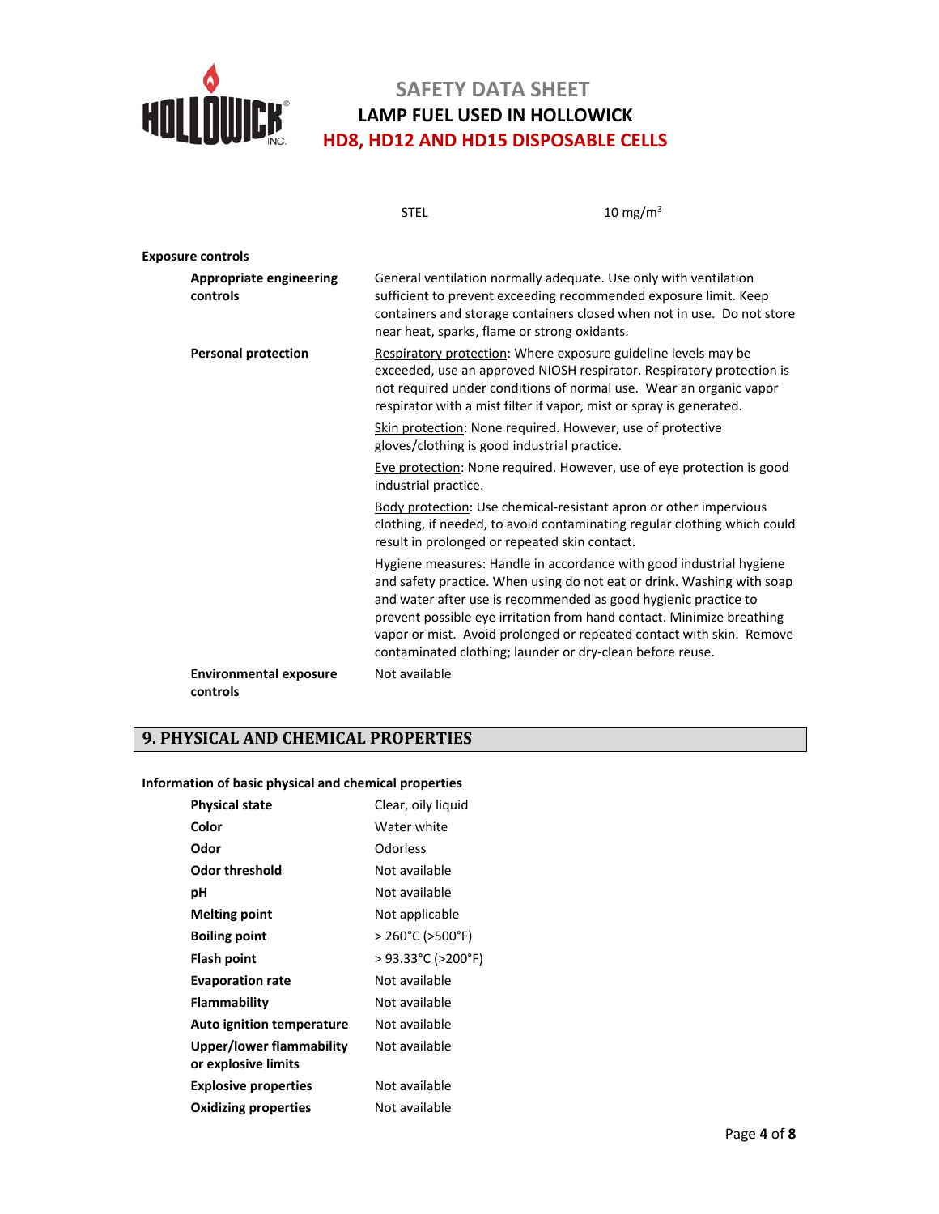| | STEL | 10 $mg/m^3$ |
|---|---|---|

**Exposure controls**

| | |
|---|---|
| **Appropriate engineering controls** | General ventilation normally adequate. Use only with ventilation sufficient to prevent exceeding recommended exposure limit. Keep containers and storage containers closed when not in use. Do not store near heat, sparks, flame or strong oxidants. |
| **Personal protection** | Respiratory protection: Where exposure guideline levels may be exceeded, use an approved NIOSH respirator. Respiratory protection is not required under conditions of normal use. Wear an organic vapor respirator with a mist filter if vapor, mist or spray is generated.<br><br>Skin protection: None required. However, use of protective gloves/clothing is good industrial practice.<br><br>Eye protection: None required. However, use of eye protection is good industrial practice.<br><br>Body protection: Use chemical-resistant apron or other impervious clothing, if needed, to avoid contaminating regular clothing which could result in prolonged or repeated skin contact.<br><br>Hygiene measures: Handle in accordance with good industrial hygiene and safety practice. When using do not eat or drink. Washing with soap and water after use is recommended as good hygienic practice to prevent possible eye irritation from hand contact. Minimize breathing vapor or mist. Avoid prolonged or repeated contact with skin. Remove contaminated clothing; launder or dry-clean before reuse. |
| **Environmental exposure controls** | Not available |

## 9. PHYSICAL AND CHEMICAL PROPERTIES

**Information of basic physical and chemical properties**

| | |
|---|---|
| **Physical state** | Clear, oily liquid |
| **Color** | Water white |
| **Odor** | Odorless |
| **Odor threshold** | Not available |
| **pH** | Not available |
| **Melting point** | Not applicable |
| **Boiling point** | > 260°C (>500°F) |
| **Flash point** | > 93.33°C (>200°F) |
| **Evaporation rate** | Not available |
| **Flammability** | Not available |
| **Auto ignition temperature** | Not available |
| **Upper/lower flammability or explosive limits** | Not available |
| **Explosive properties** | Not available |
| **Oxidizing properties** | Not available |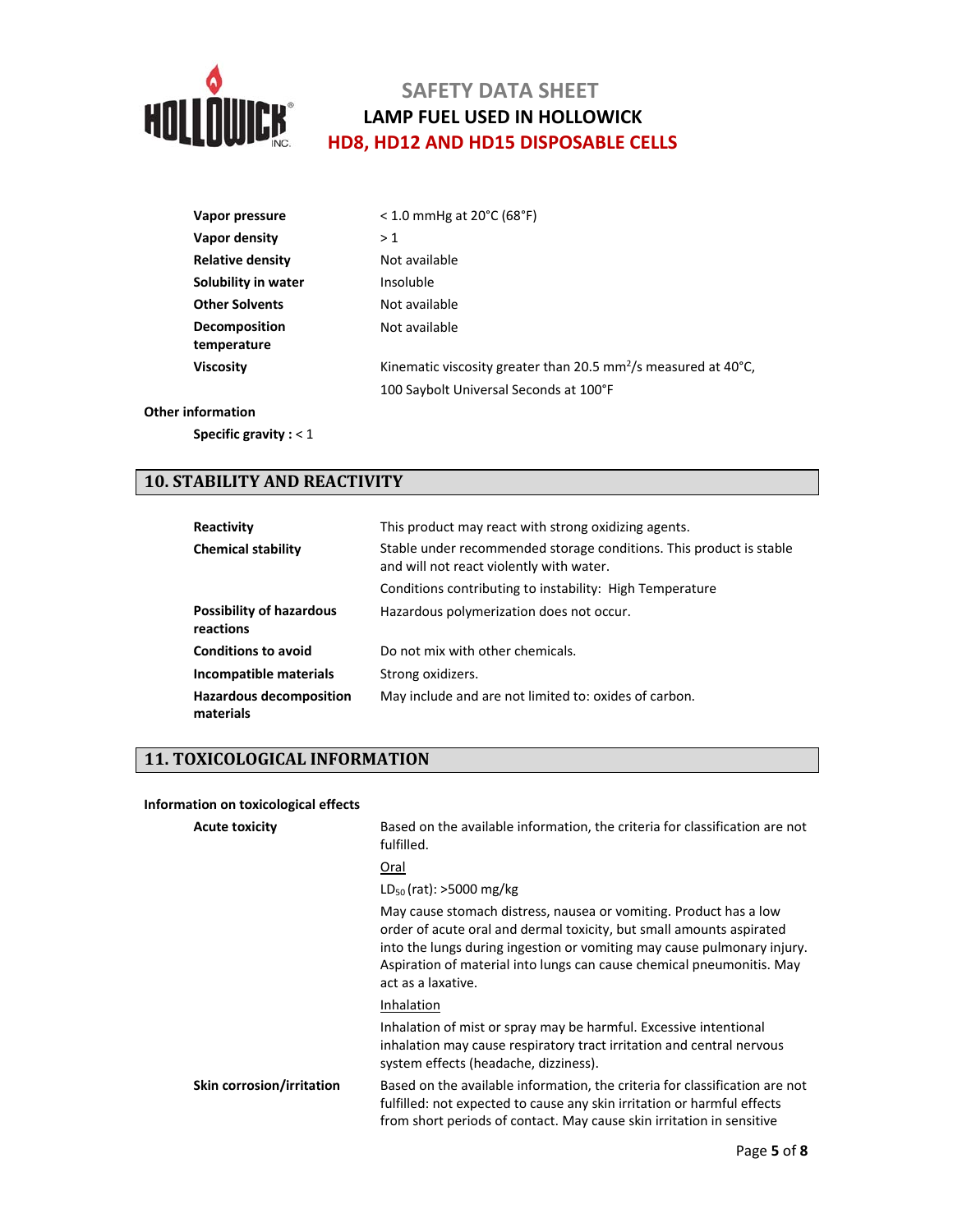| | |
|---|---|
| **Vapor pressure** | < 1.0 mmHg at 20°C (68°F) |
| **Vapor density** | > 1 |
| **Relative density** | Not available |
| **Solubility in water** | Insoluble |
| **Other Solvents** | Not available |
| **Decomposition temperature** | Not available |
| **Viscosity** | Kinematic viscosity greater than 20.5 $mm^2/s$ measured at 40°C, 100 Saybolt Universal Seconds at 100°F |

**Other information**

**Specific gravity :** < 1

## 10. STABILITY AND REACTIVITY

| | |
|---|---|
| **Reactivity** | This product may react with strong oxidizing agents. |
| **Chemical stability** | Stable under recommended storage conditions. This product is stable and will not react violently with water. Conditions contributing to instability: High Temperature |
| **Possibility of hazardous reactions** | Hazardous polymerization does not occur. |
| **Conditions to avoid** | Do not mix with other chemicals. |
| **Incompatible materials** | Strong oxidizers. |
| **Hazardous decomposition materials** | May include and are not limited to: oxides of carbon. |

## 11. TOXICOLOGICAL INFORMATION

**Information on toxicological effects**

**Acute toxicity**

Based on the available information, the criteria for classification are not fulfilled.

Oral

$LD_{50}$ (rat): >5000 mg/kg

May cause stomach distress, nausea or vomiting. Product has a low order of acute oral and dermal toxicity, but small amounts aspirated into the lungs during ingestion or vomiting may cause pulmonary injury. Aspiration of material into lungs can cause chemical pneumonitis. May act as a laxative.

Inhalation

Inhalation of mist or spray may be harmful. Excessive intentional inhalation may cause respiratory tract irritation and central nervous system effects (headache, dizziness).

**Skin corrosion/irritation**

Based on the available information, the criteria for classification are not fulfilled: not expected to cause any skin irritation or harmful effects from short periods of contact. May cause skin irritation in sensitive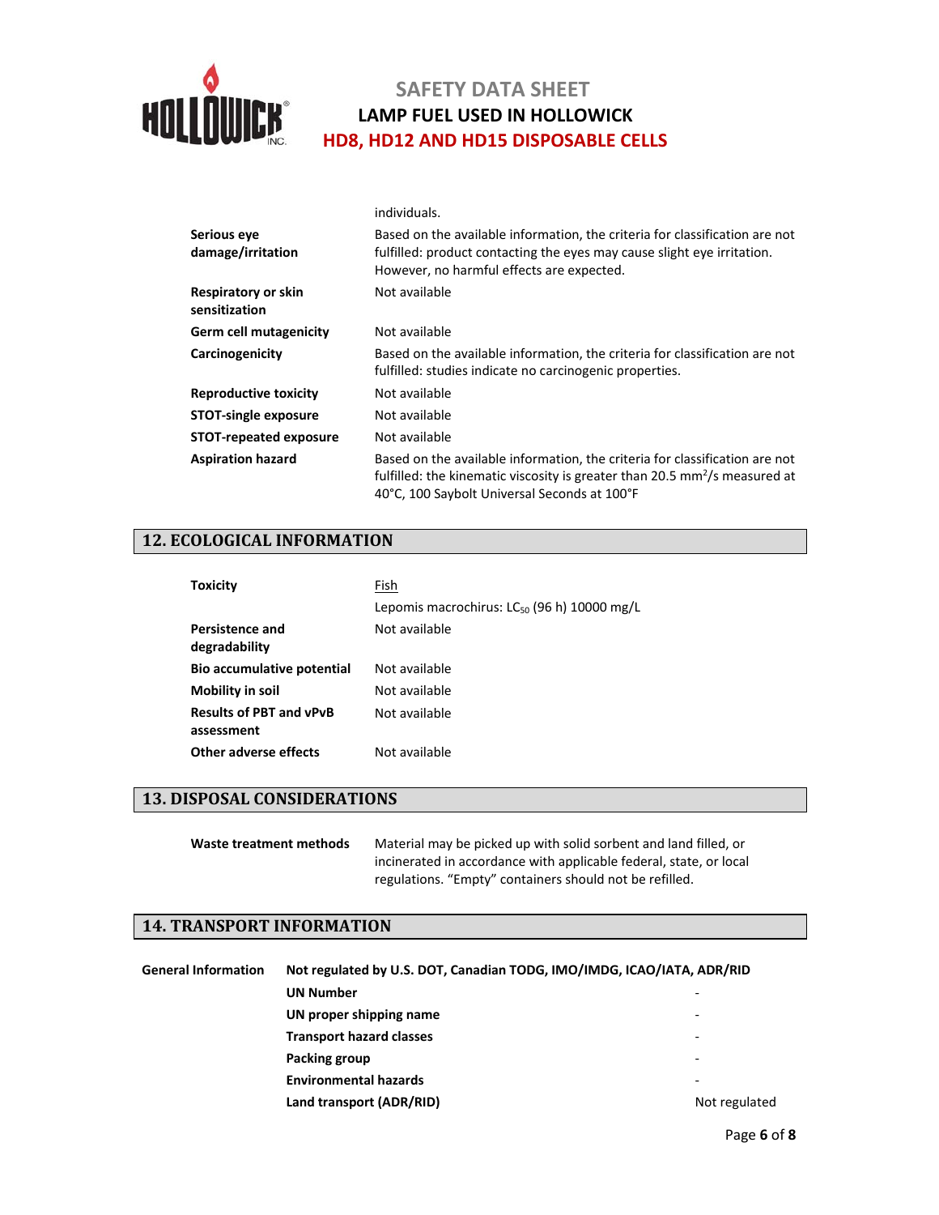individuals.

| | |
|---|---|
| **Serious eye damage/irritation** | Based on the available information, the criteria for classification are not fulfilled: product contacting the eyes may cause slight eye irritation. However, no harmful effects are expected. |
| **Respiratory or skin sensitization** | Not available |
| **Germ cell mutagenicity** | Not available |
| **Carcinogenicity** | Based on the available information, the criteria for classification are not fulfilled: studies indicate no carcinogenic properties. |
| **Reproductive toxicity** | Not available |
| **STOT-single exposure** | Not available |
| **STOT-repeated exposure** | Not available |
| **Aspiration hazard** | Based on the available information, the criteria for classification are not fulfilled: the kinematic viscosity is greater than 20.5 $mm^2/s$ measured at 40°C, 100 Saybolt Universal Seconds at 100°F |

## 12. ECOLOGICAL INFORMATION

| | |
|---|---|
| **Toxicity** | Fish<br>Lepomis macrochirus: $LC_{50}$ (96 h) 10000 mg/L |
| **Persistence and degradability** | Not available |
| **Bio accumulative potential** | Not available |
| **Mobility in soil** | Not available |
| **Results of PBT and vPvB assessment** | Not available |
| **Other adverse effects** | Not available |

## 13. DISPOSAL CONSIDERATIONS

| | |
|---|---|
| **Waste treatment methods** | Material may be picked up with solid sorbent and land filled, or incinerated in accordance with applicable federal, state, or local regulations. "Empty" containers should not be refilled. |

## 14. TRANSPORT INFORMATION

**General Information** **Not regulated by U.S. DOT, Canadian TODG, IMO/IMDG, ICAO/IATA, ADR/RID**

| | |
|---|---|
| **UN Number** | - |
| **UN proper shipping name** | - |
| **Transport hazard classes** | - |
| **Packing group** | - |
| **Environmental hazards** | - |
| **Land transport (ADR/RID)** | Not regulated |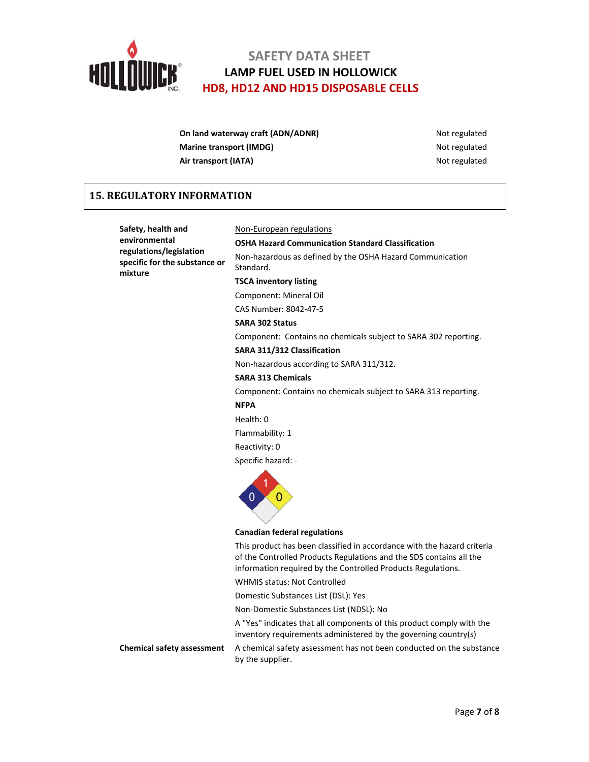| | |
|---|---|
| **On land waterway craft (ADN/ADNR)** | Not regulated |
| **Marine transport (IMDG)** | Not regulated |
| **Air transport (IATA)** | Not regulated |

## 15. REGULATORY INFORMATION

**Safety, health and environmental regulations/legislation specific for the substance or mixture**

Non-European regulations

**OSHA Hazard Communication Standard Classification**

Non-hazardous as defined by the OSHA Hazard Communication Standard.

**TSCA inventory listing**

Component: Mineral Oil

CAS Number: 8042-47-5

**SARA 302 Status**

Component: Contains no chemicals subject to SARA 302 reporting.

**SARA 311/312 Classification**

Non-hazardous according to SARA 311/312.

**SARA 313 Chemicals**

Component: Contains no chemicals subject to SARA 313 reporting.

**NFPA**

Health: 0

Flammability: 1

Reactivity: 0

Specific hazard: -

**Canadian federal regulations**

This product has been classified in accordance with the hazard criteria of the Controlled Products Regulations and the SDS contains all the information required by the Controlled Products Regulations.

WHMIS status: Not Controlled

Domestic Substances List (DSL): Yes

Non-Domestic Substances List (NDSL): No

A "Yes" indicates that all components of this product comply with the inventory requirements administered by the governing country(s)

**Chemical safety assessment**

A chemical safety assessment has not been conducted on the substance by the supplier.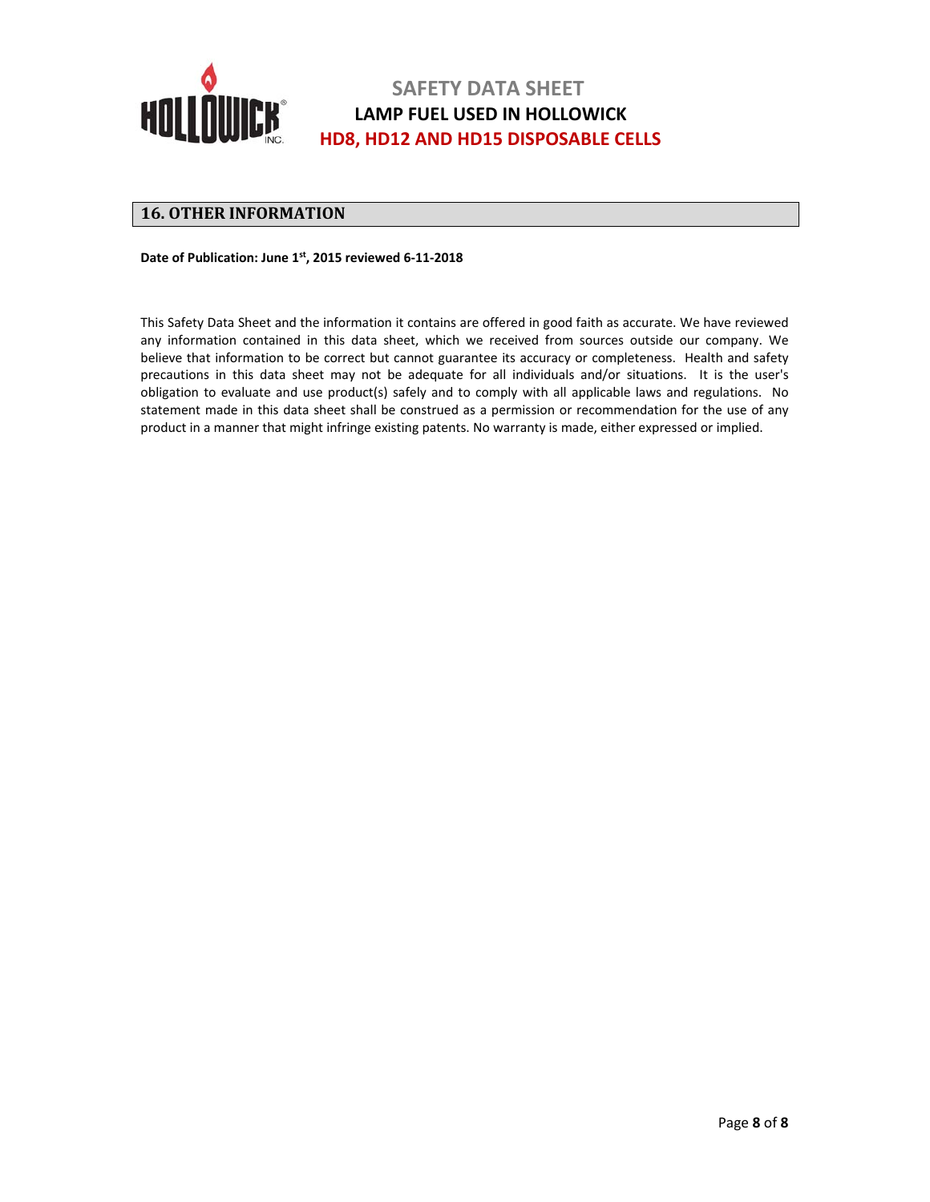## 16. OTHER INFORMATION

**Date of Publication: June 1st, 2015 reviewed 6-11-2018**

This Safety Data Sheet and the information it contains are offered in good faith as accurate. We have reviewed any information contained in this data sheet, which we received from sources outside our company. We believe that information to be correct but cannot guarantee its accuracy or completeness. Health and safety precautions in this data sheet may not be adequate for all individuals and/or situations. It is the user's obligation to evaluate and use product(s) safely and to comply with all applicable laws and regulations. No statement made in this data sheet shall be construed as a permission or recommendation for the use of any product in a manner that might infringe existing patents. No warranty is made, either expressed or implied.